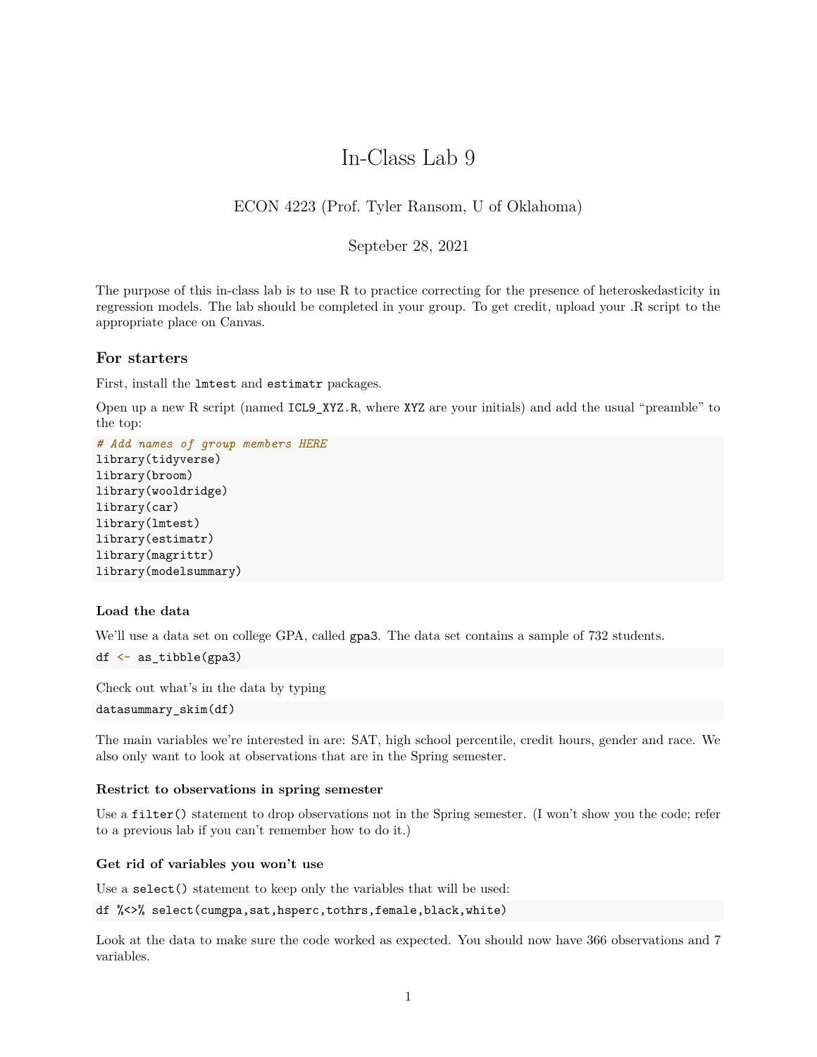# In-Class Lab 9

ECON 4223 (Prof. Tyler Ransom, U of Oklahoma)

Septeber 28, 2021

The purpose of this in-class lab is to use R to practice correcting for the presence of heteroskedasticity in regression models. The lab should be completed in your group. To get credit, upload your .R script to the appropriate place on Canvas.

## For starters

First, install the `lmtest` and `estimatr` packages.

Open up a new R script (named `ICL9_XYZ.R`, where `XYZ` are your initials) and add the usual "preamble" to the top:

```
# Add names of group members HERE
library(tidyverse)
library(broom)
library(wooldridge)
library(car)
library(lmtest)
library(estimatr)
library(magrittr)
library(modelsummary)
```

### Load the data

We'll use a data set on college GPA, called `gpa3`. The data set contains a sample of 732 students.

```
df <- as_tibble(gpa3)
```

Check out what's in the data by typing

```
datasummary_skim(df)
```

The main variables we're interested in are: SAT, high school percentile, credit hours, gender and race. We also only want to look at observations that are in the Spring semester.

### Restrict to observations in spring semester

Use a `filter()` statement to drop observations not in the Spring semester. (I won't show you the code; refer to a previous lab if you can't remember how to do it.)

### Get rid of variables you won't use

Use a `select()` statement to keep only the variables that will be used:

```
df %<>% select(cumgpa,sat,hsperc,tothrs,female,black,white)
```

Look at the data to make sure the code worked as expected. You should now have 366 observations and 7 variables.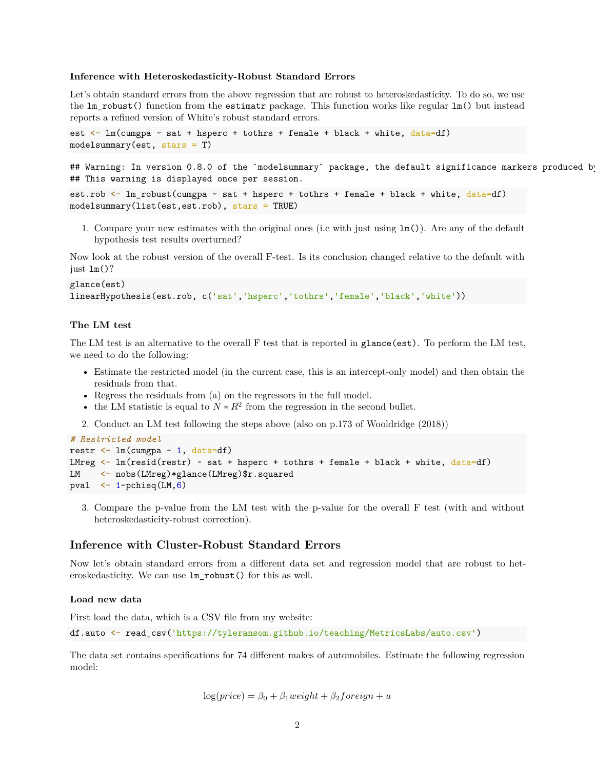### Inference with Heteroskedasticity-Robust Standard Errors

Let's obtain standard errors from the above regression that are robust to heteroskedasticity. To do so, we use the `lm_robust()` function from the `estimatr` package. This function works like regular `lm()` but instead reports a refined version of White's robust standard errors.

```
est <- lm(cumgpa ~ sat + hsperc + tothrs + female + black + white, data=df)
modelsummary(est, stars = T)
```

```
## Warning: In version 0.8.0 of the `modelsummary` package, the default significance markers produced by
## This warning is displayed once per session.
```

```
est.rob <- lm_robust(cumgpa ~ sat + hsperc + tothrs + female + black + white, data=df)
modelsummary(list(est,est.rob), stars = TRUE)
```

1. Compare your new estimates with the original ones (i.e with just using `lm()`). Are any of the default hypothesis test results overturned?

Now look at the robust version of the overall F-test. Is its conclusion changed relative to the default with just `lm()`?

```
glance(est)
linearHypothesis(est.rob, c('sat','hsperc','tothrs','female','black','white'))
```

### The LM test

The LM test is an alternative to the overall F test that is reported in `glance(est)`. To perform the LM test, we need to do the following:

- Estimate the restricted model (in the current case, this is an intercept-only model) and then obtain the residuals from that.
- Regress the residuals from (a) on the regressors in the full model.
- the LM statistic is equal to $N * R^2$ from the regression in the second bullet.

2. Conduct an LM test following the steps above (also on p.173 of Wooldridge (2018))

```
# Restricted model
restr <- lm(cumgpa ~ 1, data=df)
LMreg <- lm(resid(restr) ~ sat + hsperc + tothrs + female + black + white, data=df)
LM    <- nobs(LMreg)*glance(LMreg)$r.squared
pval  <- 1-pchisq(LM,6)
```

3. Compare the p-value from the LM test with the p-value for the overall F test (with and without heteroskedasticity-robust correction).

## Inference with Cluster-Robust Standard Errors

Now let's obtain standard errors from a different data set and regression model that are robust to heteroskedasticity. We can use `lm_robust()` for this as well.

### Load new data

First load the data, which is a CSV file from my website:

```
df.auto <- read_csv('https://tyleransom.github.io/teaching/MetricsLabs/auto.csv')
```

The data set contains specifications for 74 different makes of automobiles. Estimate the following regression model:

$$\log(price) = \beta_0 + \beta_1 weight + \beta_2 foreign + u$$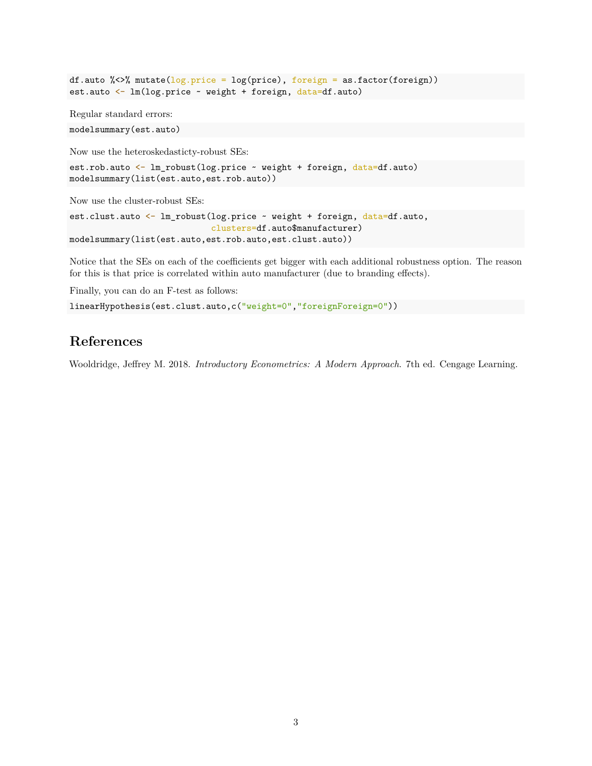```r
df.auto %<>% mutate(log.price = log(price), foreign = as.factor(foreign))
est.auto <- lm(log.price ~ weight + foreign, data=df.auto)
```

Regular standard errors:

```r
modelsummary(est.auto)
```

Now use the heteroskedasticty-robust SEs:

```r
est.rob.auto <- lm_robust(log.price ~ weight + foreign, data=df.auto)
modelsummary(list(est.auto,est.rob.auto))
```

Now use the cluster-robust SEs:

```r
est.clust.auto <- lm_robust(log.price ~ weight + foreign, data=df.auto,
                            clusters=df.auto$manufacturer)
modelsummary(list(est.auto,est.rob.auto,est.clust.auto))
```

Notice that the SEs on each of the coefficients get bigger with each additional robustness option. The reason for this is that price is correlated within auto manufacturer (due to branding effects).

Finally, you can do an F-test as follows:

```r
linearHypothesis(est.clust.auto,c("weight=0","foreignForeign=0"))
```

## References

Wooldridge, Jeffrey M. 2018. *Introductory Econometrics: A Modern Approach.* 7th ed. Cengage Learning.